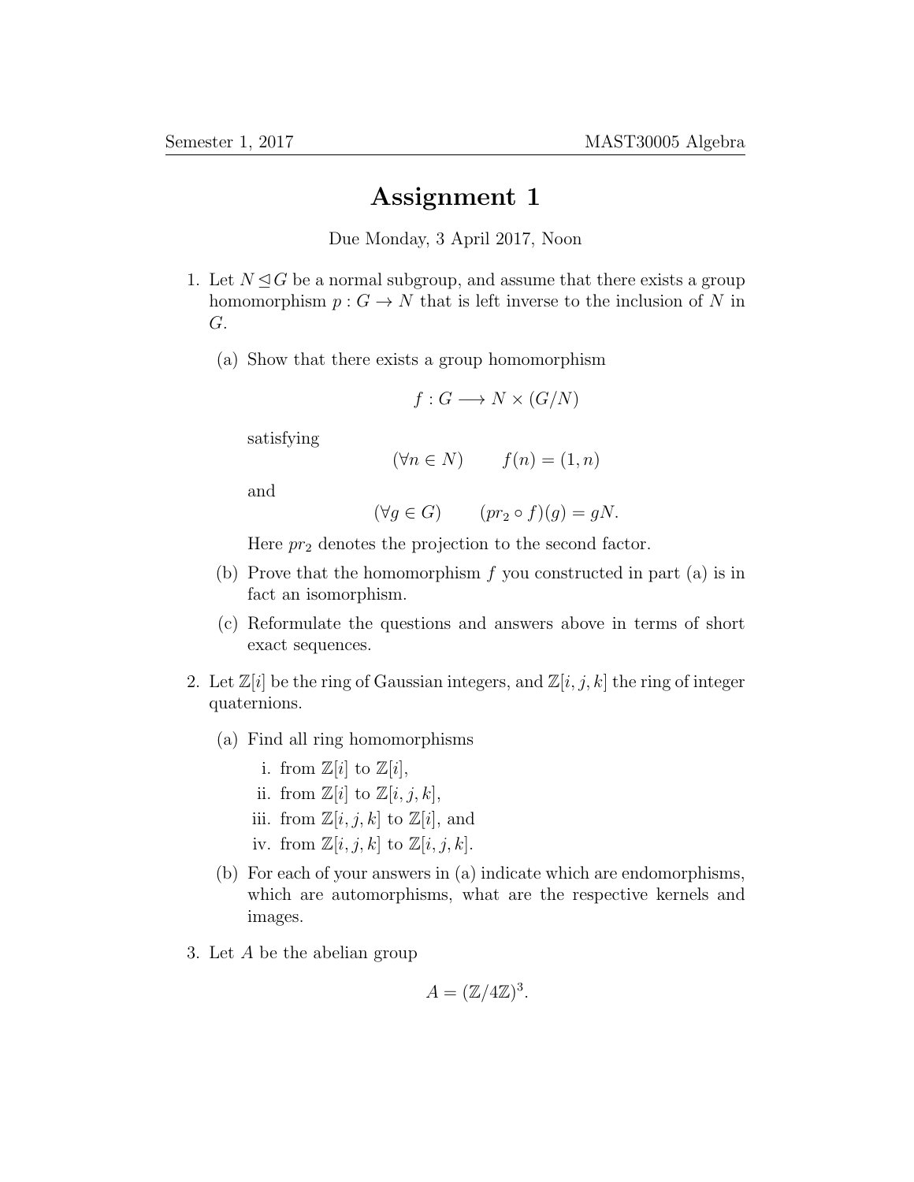# Assignment 1

Due Monday, 3 April 2017, Noon

1. Let $N \trianglelefteq G$ be a normal subgroup, and assume that there exists a group homomorphism $p : G \to N$ that is left inverse to the inclusion of $N$ in $G$.

   (a) Show that there exists a group homomorphism
   $$f : G \longrightarrow N \times (G/N)$$
   satisfying
   $$(\forall n \in N) \qquad f(n) = (1, n)$$
   and
   $$(\forall g \in G) \qquad (pr_2 \circ f)(g) = gN.$$
   Here $pr_2$ denotes the projection to the second factor.

   (b) Prove that the homomorphism $f$ you constructed in part (a) is in fact an isomorphism.

   (c) Reformulate the questions and answers above in terms of short exact sequences.

2. Let $\mathbb{Z}[i]$ be the ring of Gaussian integers, and $\mathbb{Z}[i, j, k]$ the ring of integer quaternions.

   (a) Find all ring homomorphisms
      i. from $\mathbb{Z}[i]$ to $\mathbb{Z}[i]$,
      ii. from $\mathbb{Z}[i]$ to $\mathbb{Z}[i, j, k]$,
      iii. from $\mathbb{Z}[i, j, k]$ to $\mathbb{Z}[i]$, and
      iv. from $\mathbb{Z}[i, j, k]$ to $\mathbb{Z}[i, j, k]$.

   (b) For each of your answers in (a) indicate which are endomorphisms, which are automorphisms, what are the respective kernels and images.

3. Let $A$ be the abelian group
   $$A = (\mathbb{Z}/4\mathbb{Z})^3.$$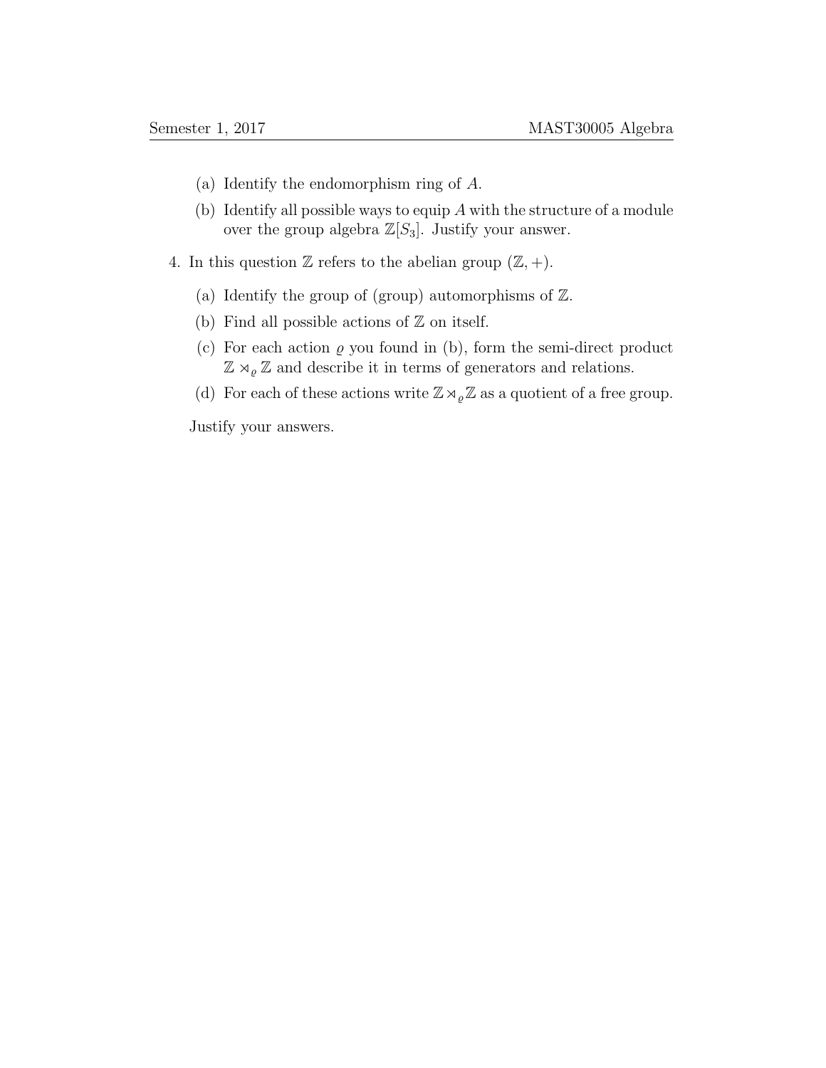(a) Identify the endomorphism ring of $A$.

(b) Identify all possible ways to equip $A$ with the structure of a module over the group algebra $\mathbb{Z}[S_3]$. Justify your answer.

4. In this question $\mathbb{Z}$ refers to the abelian group $(\mathbb{Z}, +)$.

   (a) Identify the group of (group) automorphisms of $\mathbb{Z}$.

   (b) Find all possible actions of $\mathbb{Z}$ on itself.

   (c) For each action $\varrho$ you found in (b), form the semi-direct product $\mathbb{Z} \rtimes_\varrho \mathbb{Z}$ and describe it in terms of generators and relations.

   (d) For each of these actions write $\mathbb{Z} \rtimes_\varrho \mathbb{Z}$ as a quotient of a free group.

   Justify your answers.